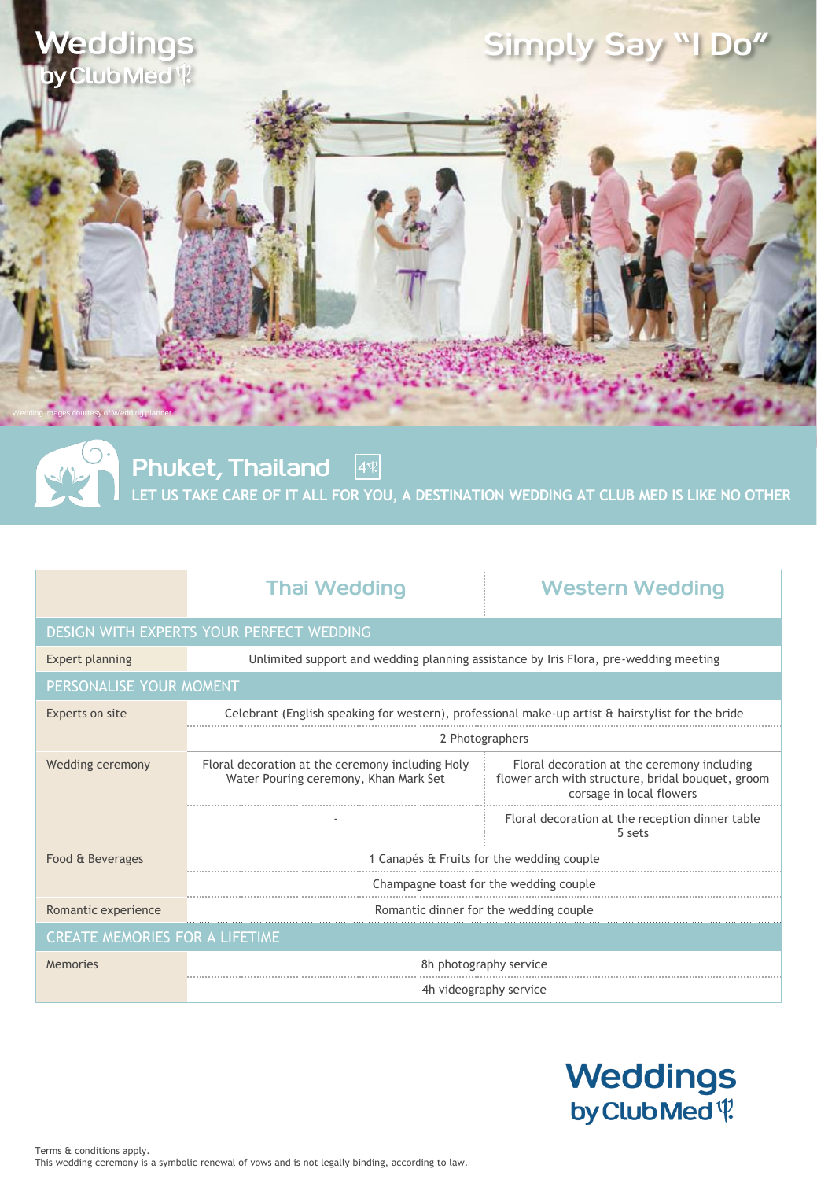# Weddings by Club Med

# Simply Say "I Do"

Wedding images courtesy of Wedding planner

## Phuket, Thailand 4

LET US TAKE CARE OF IT ALL FOR YOU, A DESTINATION WEDDING AT CLUB MED IS LIKE NO OTHER

| | Thai Wedding | Western Wedding |
|---|---|---|
| **DESIGN WITH EXPERTS YOUR PERFECT WEDDING** | | |
| Expert planning | Unlimited support and wedding planning assistance by Iris Flora, pre-wedding meeting | |
| **PERSONALISE YOUR MOMENT** | | |
| Experts on site | Celebrant (English speaking for western), professional make-up artist & hairstylist for the bride | |
| | 2 Photographers | |
| Wedding ceremony | Floral decoration at the ceremony including Holy Water Pouring ceremony, Khan Mark Set | Floral decoration at the ceremony including flower arch with structure, bridal bouquet, groom corsage in local flowers |
| | - | Floral decoration at the reception dinner table 5 sets |
| Food & Beverages | 1 Canapés & Fruits for the wedding couple | |
| | Champagne toast for the wedding couple | |
| Romantic experience | Romantic dinner for the wedding couple | |
| **CREATE MEMORIES FOR A LIFETIME** | | |
| Memories | 8h photography service | |
| | 4h videography service | |

Weddings by Club Med

Terms & conditions apply.
This wedding ceremony is a symbolic renewal of vows and is not legally binding, according to law.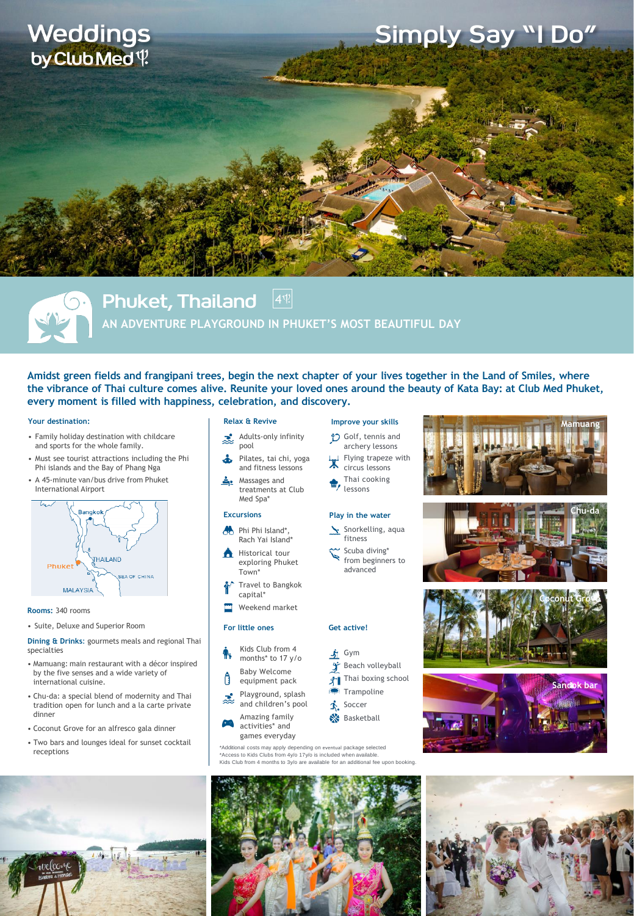# Weddings by Club Med

# Simply Say "I Do"

## Phuket, Thailand

### AN ADVENTURE PLAYGROUND IN PHUKET'S MOST BEAUTIFUL DAY

**Amidst green fields and frangipani trees, begin the next chapter of your lives together in the Land of Smiles, where the vibrance of Thai culture comes alive. Reunite your loved ones around the beauty of Kata Bay: at Club Med Phuket, every moment is filled with happiness, celebration, and discovery.**

**Your destination:**

- Family holiday destination with childcare and sports for the whole family.
- Must see tourist attractions including the Phi Phi islands and the Bay of Phang Nga
- A 45-minute van/bus drive from Phuket International Airport

Bangkok
THAILAND
Phuket
SEA OF CHINA
MALAYSIA

**Rooms:** 340 rooms

- Suite, Deluxe and Superior Room

**Dining & Drinks**: gourmets meals and regional Thai specialties

- Mamuang: main restaurant with a décor inspired by the five senses and a wide variety of international cuisine.
- Chu-da: a special blend of modernity and Thai tradition open for lunch and a la carte private dinner
- Coconut Grove for an alfresco gala dinner
- Two bars and lounges ideal for sunset cocktail receptions

**Relax & Revive**

- Adults-only infinity pool
- Pilates, tai chi, yoga and fitness lessons
- Massages and treatments at Club Med Spa*

**Excursions**

- Phi Phi Island*, Rach Yai Island*
- Historical tour exploring Phuket Town*
- Travel to Bangkok capital*
- Weekend market

**For little ones**

- Kids Club from 4 months* to 17 y/o
- Baby Welcome equipment pack
- Playground, splash and children's pool
- Amazing family activities* and games everyday

**Improve your skills**

- Golf, tennis and archery lessons
- Flying trapeze with circus lessons
- Thai cooking lessons

**Play in the water**

- Snorkelling, aqua fitness
- Scuba diving* from beginners to advanced

**Get active!**

- Gym
- Beach volleyball
- Thai boxing school
- Trampoline
- Soccer
- Basketball

*Additional costs may apply depending on eventual package selected
*Access to Kids Clubs from 4y/o 17y/o is included when available.
Kids Club from 4 months to 3y/o are available for an additional fee upon booking.

Mamuang

Chu-da

Coconut Grove

Sanook bar